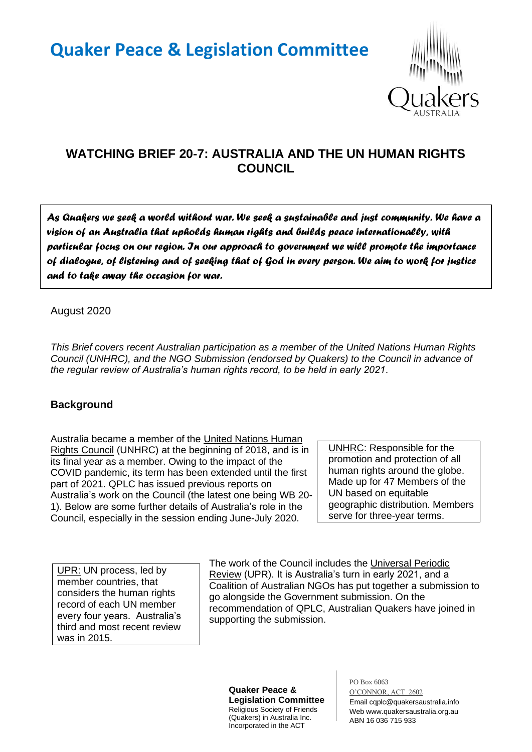# Quaker Peace & Legislation Committee

## WATCHING BRIEF 20-7: AUSTRALIA AND THE UN HUMAN RIGHTS COUNCIL

***As Quakers we seek a world without war. We seek a sustainable and just community. We have a vision of an Australia that upholds human rights and builds peace internationally, with particular focus on our region. In our approach to government we will promote the importance of dialogue, of listening and of seeking that of God in every person. We aim to work for justice and to take away the occasion for war.***

August 2020

*This Brief covers recent Australian participation as a member of the United Nations Human Rights Council (UNHRC), and the NGO Submission (endorsed by Quakers) to the Council in advance of the regular review of Australia's human rights record, to be held in early 2021.*

### Background

Australia became a member of the United Nations Human Rights Council (UNHRC) at the beginning of 2018, and is in its final year as a member. Owing to the impact of the COVID pandemic, its term has been extended until the first part of 2021. QPLC has issued previous reports on Australia's work on the Council (the latest one being WB 20-1). Below are some further details of Australia's role in the Council, especially in the session ending June-July 2020.

> UNHRC: Responsible for the promotion and protection of all human rights around the globe. Made up for 47 Members of the UN based on equitable geographic distribution. Members serve for three-year terms.

The work of the Council includes the Universal Periodic Review (UPR). It is Australia's turn in early 2021, and a Coalition of Australian NGOs has put together a submission to go alongside the Government submission. On the recommendation of QPLC, Australian Quakers have joined in supporting the submission.

> UPR: UN process, led by member countries, that considers the human rights record of each UN member every four years. Australia's third and most recent review was in 2015.

**Quaker Peace & Legislation Committee**
Religious Society of Friends (Quakers) in Australia Inc.
Incorporated in the ACT

PO Box 6063
O'CONNOR, ACT 2602
Email cqplc@quakersaustralia.info
Web www.quakersaustralia.org.au
ABN 16 036 715 933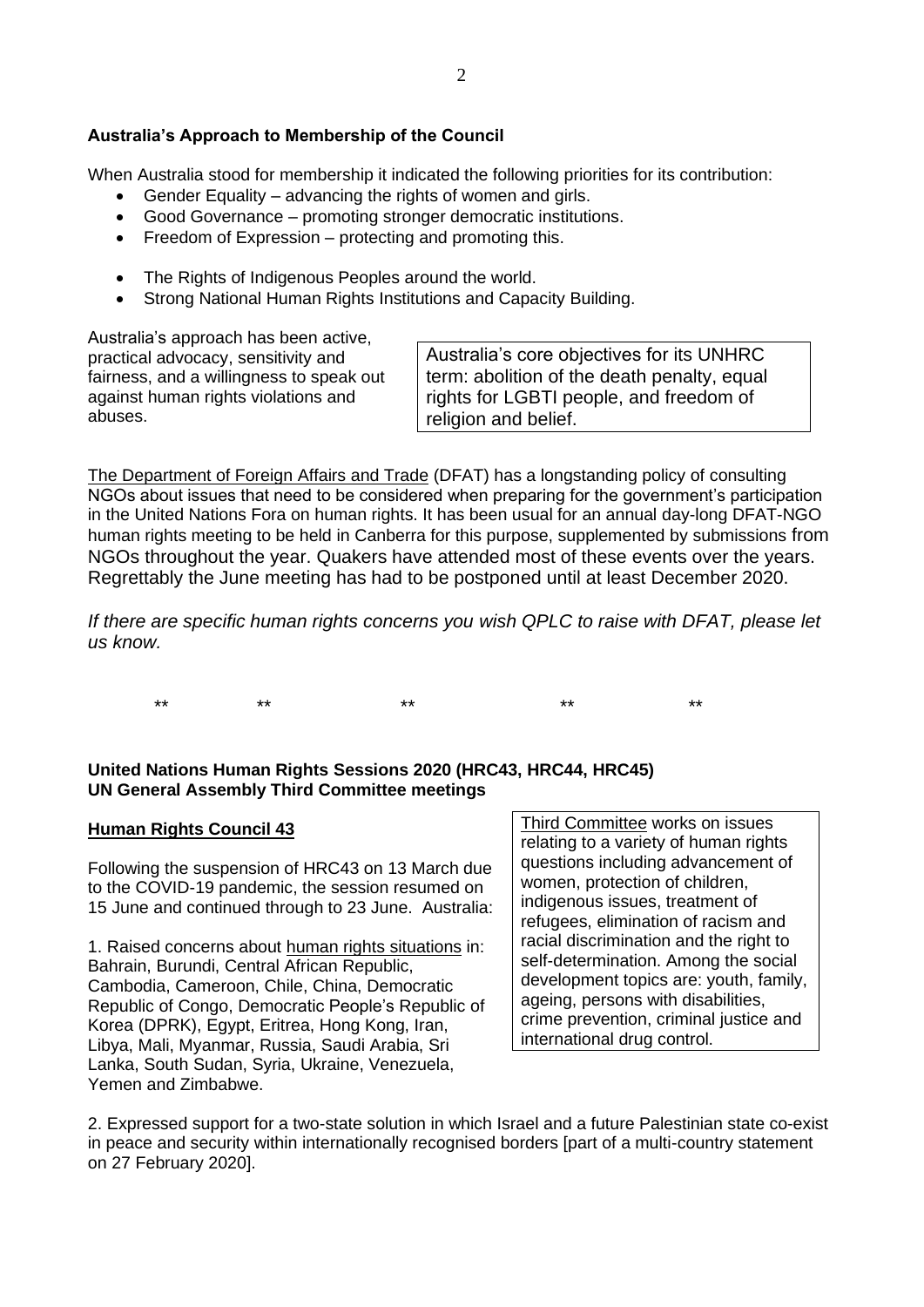**Australia's Approach to Membership of the Council**

When Australia stood for membership it indicated the following priorities for its contribution:

- Gender Equality – advancing the rights of women and girls.
- Good Governance – promoting stronger democratic institutions.
- Freedom of Expression – protecting and promoting this.
- The Rights of Indigenous Peoples around the world.
- Strong National Human Rights Institutions and Capacity Building.

Australia's approach has been active, practical advocacy, sensitivity and fairness, and a willingness to speak out against human rights violations and abuses.

Australia's core objectives for its UNHRC term: abolition of the death penalty, equal rights for LGBTI people, and freedom of religion and belief.

The Department of Foreign Affairs and Trade (DFAT) has a longstanding policy of consulting NGOs about issues that need to be considered when preparing for the government's participation in the United Nations Fora on human rights. It has been usual for an annual day-long DFAT-NGO human rights meeting to be held in Canberra for this purpose, supplemented by submissions from NGOs throughout the year. Quakers have attended most of these events over the years. Regrettably the June meeting has had to be postponed until at least December 2020.

*If there are specific human rights concerns you wish QPLC to raise with DFAT, please let us know.*

** ** ** ** **

**United Nations Human Rights Sessions 2020 (HRC43, HRC44, HRC45)**
**UN General Assembly Third Committee meetings**

**Human Rights Council 43**

Following the suspension of HRC43 on 13 March due to the COVID-19 pandemic, the session resumed on 15 June and continued through to 23 June. Australia:

1. Raised concerns about human rights situations in: Bahrain, Burundi, Central African Republic, Cambodia, Cameroon, Chile, China, Democratic Republic of Congo, Democratic People's Republic of Korea (DPRK), Egypt, Eritrea, Hong Kong, Iran, Libya, Mali, Myanmar, Russia, Saudi Arabia, Sri Lanka, South Sudan, Syria, Ukraine, Venezuela, Yemen and Zimbabwe.

2. Expressed support for a two-state solution in which Israel and a future Palestinian state co-exist in peace and security within internationally recognised borders [part of a multi-country statement on 27 February 2020].

Third Committee works on issues relating to a variety of human rights questions including advancement of women, protection of children, indigenous issues, treatment of refugees, elimination of racism and racial discrimination and the right to self-determination. Among the social development topics are: youth, family, ageing, persons with disabilities, crime prevention, criminal justice and international drug control.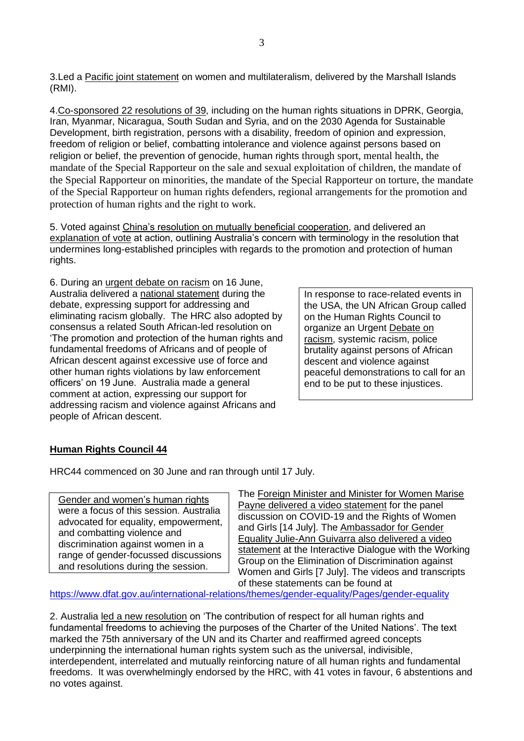3.Led a Pacific joint statement on women and multilateralism, delivered by the Marshall Islands (RMI).

4.Co-sponsored 22 resolutions of 39, including on the human rights situations in DPRK, Georgia, Iran, Myanmar, Nicaragua, South Sudan and Syria, and on the 2030 Agenda for Sustainable Development, birth registration, persons with a disability, freedom of opinion and expression, freedom of religion or belief, combatting intolerance and violence against persons based on religion or belief, the prevention of genocide, human rights through sport, mental health, the mandate of the Special Rapporteur on the sale and sexual exploitation of children, the mandate of the Special Rapporteur on minorities, the mandate of the Special Rapporteur on torture, the mandate of the Special Rapporteur on human rights defenders, regional arrangements for the promotion and protection of human rights and the right to work.

5. Voted against China's resolution on mutually beneficial cooperation, and delivered an explanation of vote at action, outlining Australia's concern with terminology in the resolution that undermines long-established principles with regards to the promotion and protection of human rights.

6. During an urgent debate on racism on 16 June, Australia delivered a national statement during the debate, expressing support for addressing and eliminating racism globally. The HRC also adopted by consensus a related South African-led resolution on 'The promotion and protection of the human rights and fundamental freedoms of Africans and of people of African descent against excessive use of force and other human rights violations by law enforcement officers' on 19 June. Australia made a general comment at action, expressing our support for addressing racism and violence against Africans and people of African descent.

In response to race-related events in the USA, the UN African Group called on the Human Rights Council to organize an Urgent Debate on racism, systemic racism, police brutality against persons of African descent and violence against peaceful demonstrations to call for an end to be put to these injustices.

## Human Rights Council 44

HRC44 commenced on 30 June and ran through until 17 July.

Gender and women's human rights were a focus of this session. Australia advocated for equality, empowerment, and combatting violence and discrimination against women in a range of gender-focussed discussions and resolutions during the session.

The Foreign Minister and Minister for Women Marise Payne delivered a video statement for the panel discussion on COVID-19 and the Rights of Women and Girls [14 July]. The Ambassador for Gender Equality Julie-Ann Guivarra also delivered a video statement at the Interactive Dialogue with the Working Group on the Elimination of Discrimination against Women and Girls [7 July]. The videos and transcripts of these statements can be found at https://www.dfat.gov.au/international-relations/themes/gender-equality/Pages/gender-equality

2. Australia led a new resolution on 'The contribution of respect for all human rights and fundamental freedoms to achieving the purposes of the Charter of the United Nations'. The text marked the 75th anniversary of the UN and its Charter and reaffirmed agreed concepts underpinning the international human rights system such as the universal, indivisible, interdependent, interrelated and mutually reinforcing nature of all human rights and fundamental freedoms. It was overwhelmingly endorsed by the HRC, with 41 votes in favour, 6 abstentions and no votes against.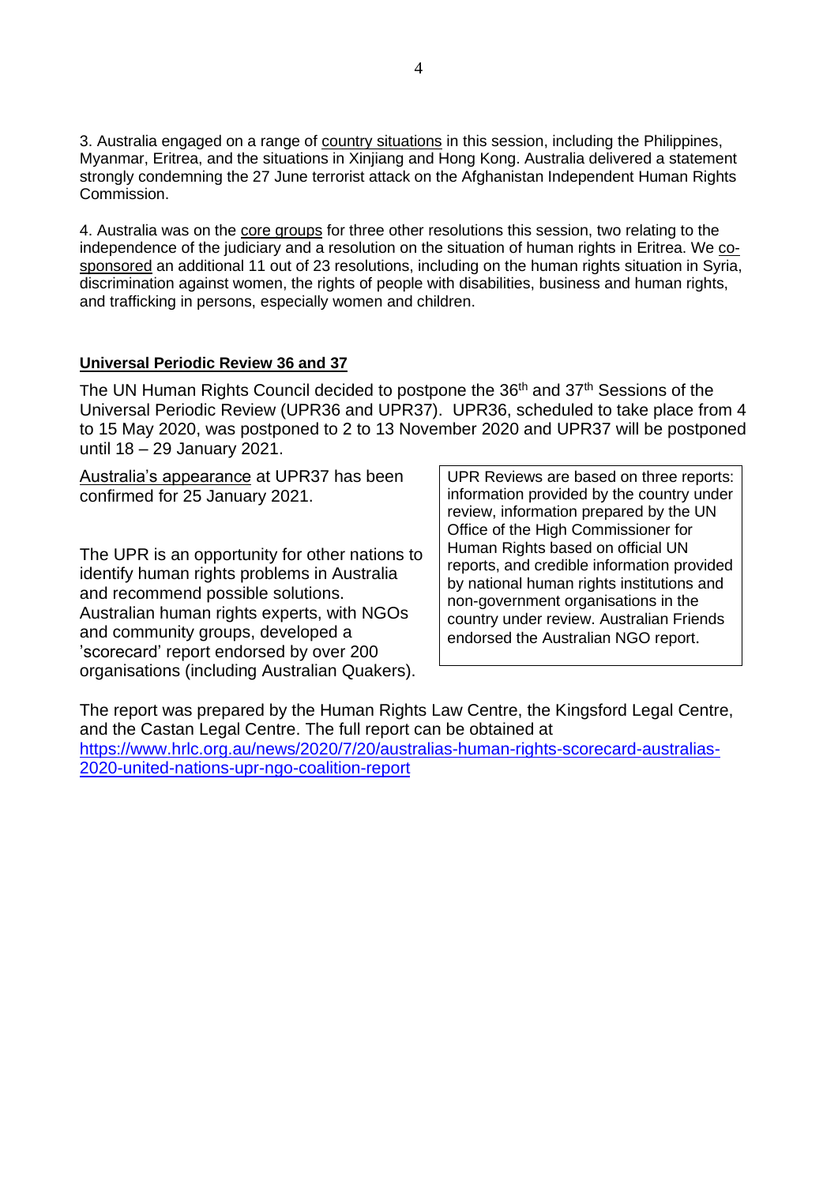3. Australia engaged on a range of country situations in this session, including the Philippines, Myanmar, Eritrea, and the situations in Xinjiang and Hong Kong. Australia delivered a statement strongly condemning the 27 June terrorist attack on the Afghanistan Independent Human Rights Commission.

4. Australia was on the core groups for three other resolutions this session, two relating to the independence of the judiciary and a resolution on the situation of human rights in Eritrea. We co-sponsored an additional 11 out of 23 resolutions, including on the human rights situation in Syria, discrimination against women, the rights of people with disabilities, business and human rights, and trafficking in persons, especially women and children.

## Universal Periodic Review 36 and 37

The UN Human Rights Council decided to postpone the 36th and 37th Sessions of the Universal Periodic Review (UPR36 and UPR37). UPR36, scheduled to take place from 4 to 15 May 2020, was postponed to 2 to 13 November 2020 and UPR37 will be postponed until 18 – 29 January 2021.

Australia's appearance at UPR37 has been confirmed for 25 January 2021.

The UPR is an opportunity for other nations to identify human rights problems in Australia and recommend possible solutions. Australian human rights experts, with NGOs and community groups, developed a 'scorecard' report endorsed by over 200 organisations (including Australian Quakers).

> UPR Reviews are based on three reports: information provided by the country under review, information prepared by the UN Office of the High Commissioner for Human Rights based on official UN reports, and credible information provided by national human rights institutions and non-government organisations in the country under review. Australian Friends endorsed the Australian NGO report.

The report was prepared by the Human Rights Law Centre, the Kingsford Legal Centre, and the Castan Legal Centre. The full report can be obtained at https://www.hrlc.org.au/news/2020/7/20/australias-human-rights-scorecard-australias-2020-united-nations-upr-ngo-coalition-report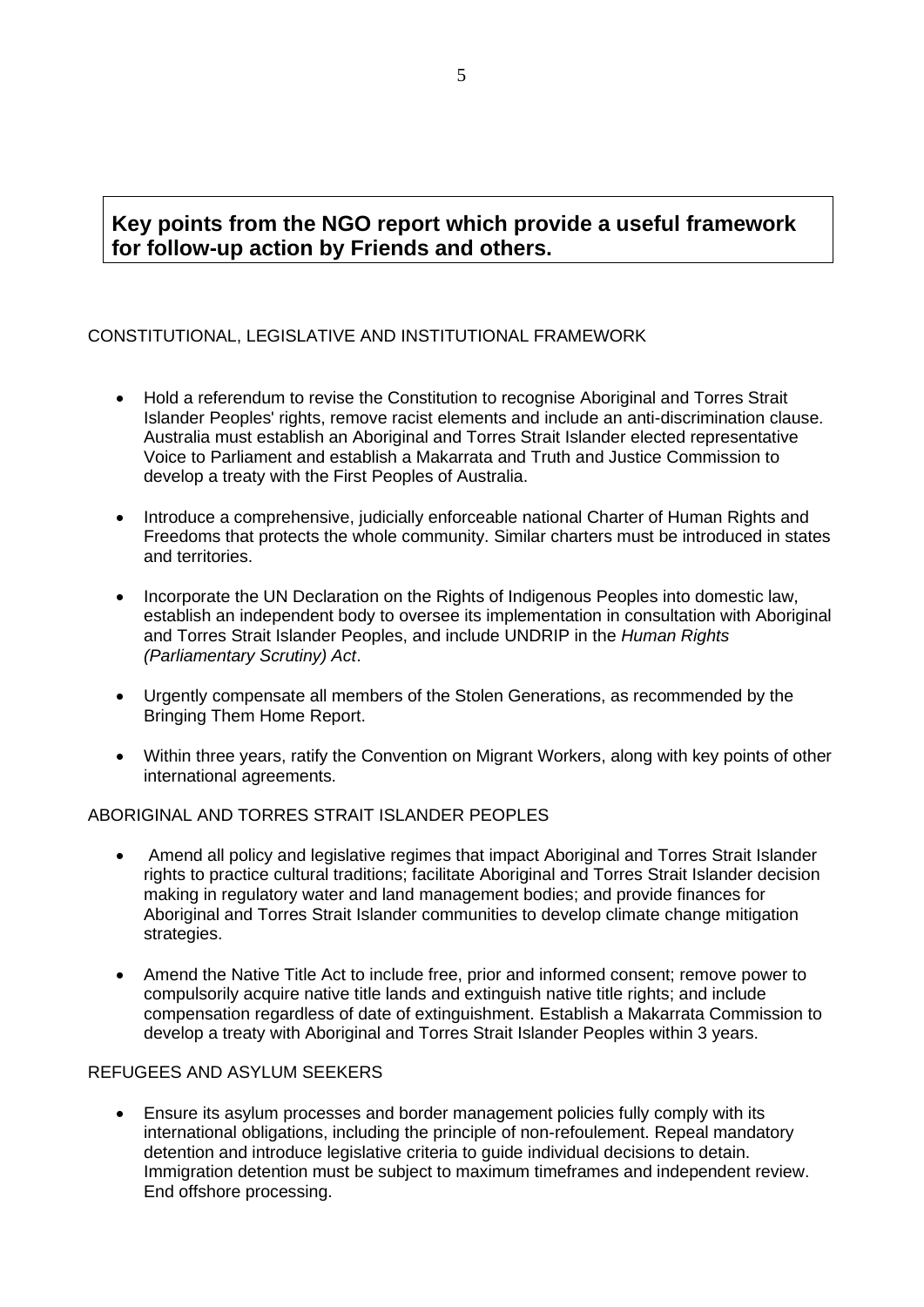## Key points from the NGO report which provide a useful framework for follow-up action by Friends and others.

### CONSTITUTIONAL, LEGISLATIVE AND INSTITUTIONAL FRAMEWORK

- Hold a referendum to revise the Constitution to recognise Aboriginal and Torres Strait Islander Peoples' rights, remove racist elements and include an anti-discrimination clause. Australia must establish an Aboriginal and Torres Strait Islander elected representative Voice to Parliament and establish a Makarrata and Truth and Justice Commission to develop a treaty with the First Peoples of Australia.
- Introduce a comprehensive, judicially enforceable national Charter of Human Rights and Freedoms that protects the whole community. Similar charters must be introduced in states and territories.
- Incorporate the UN Declaration on the Rights of Indigenous Peoples into domestic law, establish an independent body to oversee its implementation in consultation with Aboriginal and Torres Strait Islander Peoples, and include UNDRIP in the *Human Rights (Parliamentary Scrutiny) Act*.
- Urgently compensate all members of the Stolen Generations, as recommended by the Bringing Them Home Report.
- Within three years, ratify the Convention on Migrant Workers, along with key points of other international agreements.

### ABORIGINAL AND TORRES STRAIT ISLANDER PEOPLES

- Amend all policy and legislative regimes that impact Aboriginal and Torres Strait Islander rights to practice cultural traditions; facilitate Aboriginal and Torres Strait Islander decision making in regulatory water and land management bodies; and provide finances for Aboriginal and Torres Strait Islander communities to develop climate change mitigation strategies.
- Amend the Native Title Act to include free, prior and informed consent; remove power to compulsorily acquire native title lands and extinguish native title rights; and include compensation regardless of date of extinguishment. Establish a Makarrata Commission to develop a treaty with Aboriginal and Torres Strait Islander Peoples within 3 years.

### REFUGEES AND ASYLUM SEEKERS

- Ensure its asylum processes and border management policies fully comply with its international obligations, including the principle of non-refoulement. Repeal mandatory detention and introduce legislative criteria to guide individual decisions to detain. Immigration detention must be subject to maximum timeframes and independent review. End offshore processing.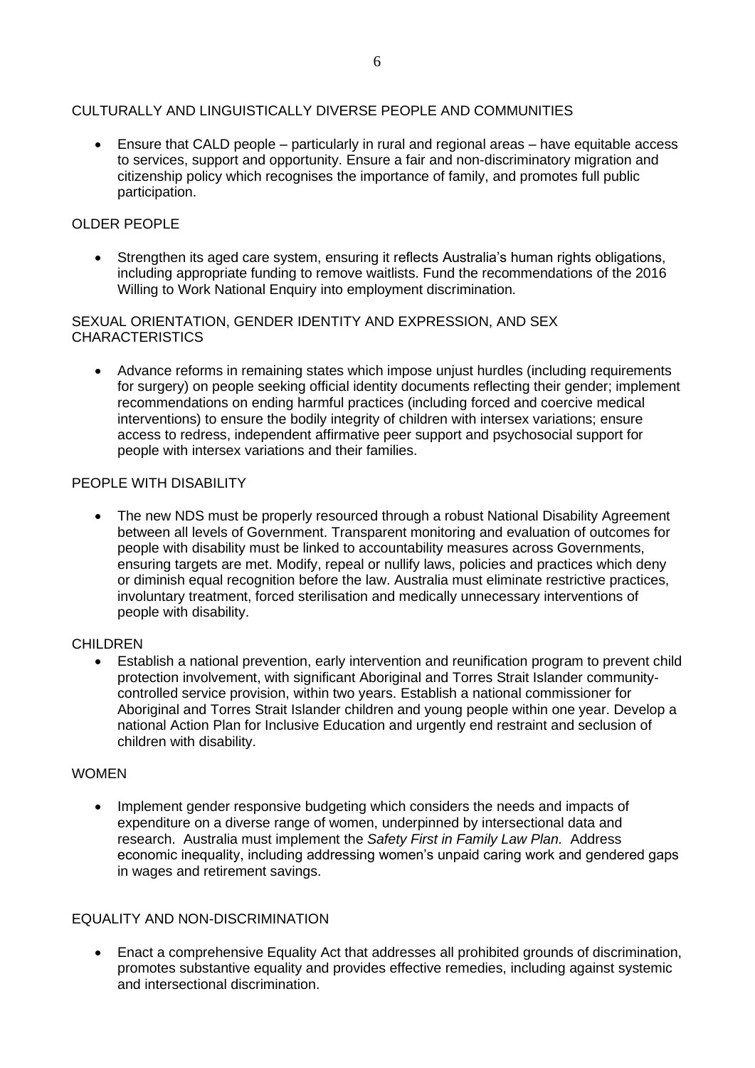## CULTURALLY AND LINGUISTICALLY DIVERSE PEOPLE AND COMMUNITIES

- Ensure that CALD people – particularly in rural and regional areas – have equitable access to services, support and opportunity. Ensure a fair and non-discriminatory migration and citizenship policy which recognises the importance of family, and promotes full public participation.

## OLDER PEOPLE

- Strengthen its aged care system, ensuring it reflects Australia's human rights obligations, including appropriate funding to remove waitlists. Fund the recommendations of the 2016 Willing to Work National Enquiry into employment discrimination.

## SEXUAL ORIENTATION, GENDER IDENTITY AND EXPRESSION, AND SEX CHARACTERISTICS

- Advance reforms in remaining states which impose unjust hurdles (including requirements for surgery) on people seeking official identity documents reflecting their gender; implement recommendations on ending harmful practices (including forced and coercive medical interventions) to ensure the bodily integrity of children with intersex variations; ensure access to redress, independent affirmative peer support and psychosocial support for people with intersex variations and their families.

## PEOPLE WITH DISABILITY

- The new NDS must be properly resourced through a robust National Disability Agreement between all levels of Government. Transparent monitoring and evaluation of outcomes for people with disability must be linked to accountability measures across Governments, ensuring targets are met. Modify, repeal or nullify laws, policies and practices which deny or diminish equal recognition before the law. Australia must eliminate restrictive practices, involuntary treatment, forced sterilisation and medically unnecessary interventions of people with disability.

## CHILDREN

- Establish a national prevention, early intervention and reunification program to prevent child protection involvement, with significant Aboriginal and Torres Strait Islander community-controlled service provision, within two years. Establish a national commissioner for Aboriginal and Torres Strait Islander children and young people within one year. Develop a national Action Plan for Inclusive Education and urgently end restraint and seclusion of children with disability.

## WOMEN

- Implement gender responsive budgeting which considers the needs and impacts of expenditure on a diverse range of women, underpinned by intersectional data and research. Australia must implement the *Safety First in Family Law Plan.* Address economic inequality, including addressing women's unpaid caring work and gendered gaps in wages and retirement savings.

## EQUALITY AND NON-DISCRIMINATION

- Enact a comprehensive Equality Act that addresses all prohibited grounds of discrimination, promotes substantive equality and provides effective remedies, including against systemic and intersectional discrimination.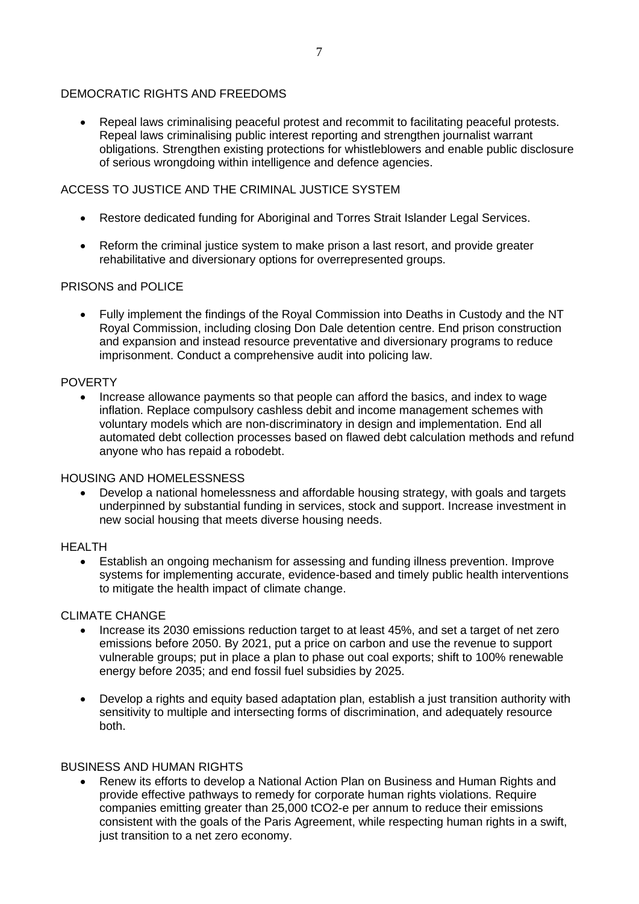## DEMOCRATIC RIGHTS AND FREEDOMS

- Repeal laws criminalising peaceful protest and recommit to facilitating peaceful protests. Repeal laws criminalising public interest reporting and strengthen journalist warrant obligations. Strengthen existing protections for whistleblowers and enable public disclosure of serious wrongdoing within intelligence and defence agencies.

## ACCESS TO JUSTICE AND THE CRIMINAL JUSTICE SYSTEM

- Restore dedicated funding for Aboriginal and Torres Strait Islander Legal Services.

- Reform the criminal justice system to make prison a last resort, and provide greater rehabilitative and diversionary options for overrepresented groups.

## PRISONS and POLICE

- Fully implement the findings of the Royal Commission into Deaths in Custody and the NT Royal Commission, including closing Don Dale detention centre. End prison construction and expansion and instead resource preventative and diversionary programs to reduce imprisonment. Conduct a comprehensive audit into policing law.

## POVERTY

- Increase allowance payments so that people can afford the basics, and index to wage inflation. Replace compulsory cashless debit and income management schemes with voluntary models which are non-discriminatory in design and implementation. End all automated debt collection processes based on flawed debt calculation methods and refund anyone who has repaid a robodebt.

## HOUSING AND HOMELESSNESS

- Develop a national homelessness and affordable housing strategy, with goals and targets underpinned by substantial funding in services, stock and support. Increase investment in new social housing that meets diverse housing needs.

## HEALTH

- Establish an ongoing mechanism for assessing and funding illness prevention. Improve systems for implementing accurate, evidence-based and timely public health interventions to mitigate the health impact of climate change.

## CLIMATE CHANGE

- Increase its 2030 emissions reduction target to at least 45%, and set a target of net zero emissions before 2050. By 2021, put a price on carbon and use the revenue to support vulnerable groups; put in place a plan to phase out coal exports; shift to 100% renewable energy before 2035; and end fossil fuel subsidies by 2025.

- Develop a rights and equity based adaptation plan, establish a just transition authority with sensitivity to multiple and intersecting forms of discrimination, and adequately resource both.

## BUSINESS AND HUMAN RIGHTS

- Renew its efforts to develop a National Action Plan on Business and Human Rights and provide effective pathways to remedy for corporate human rights violations. Require companies emitting greater than 25,000 $tCO_2$-e per annum to reduce their emissions consistent with the goals of the Paris Agreement, while respecting human rights in a swift, just transition to a net zero economy.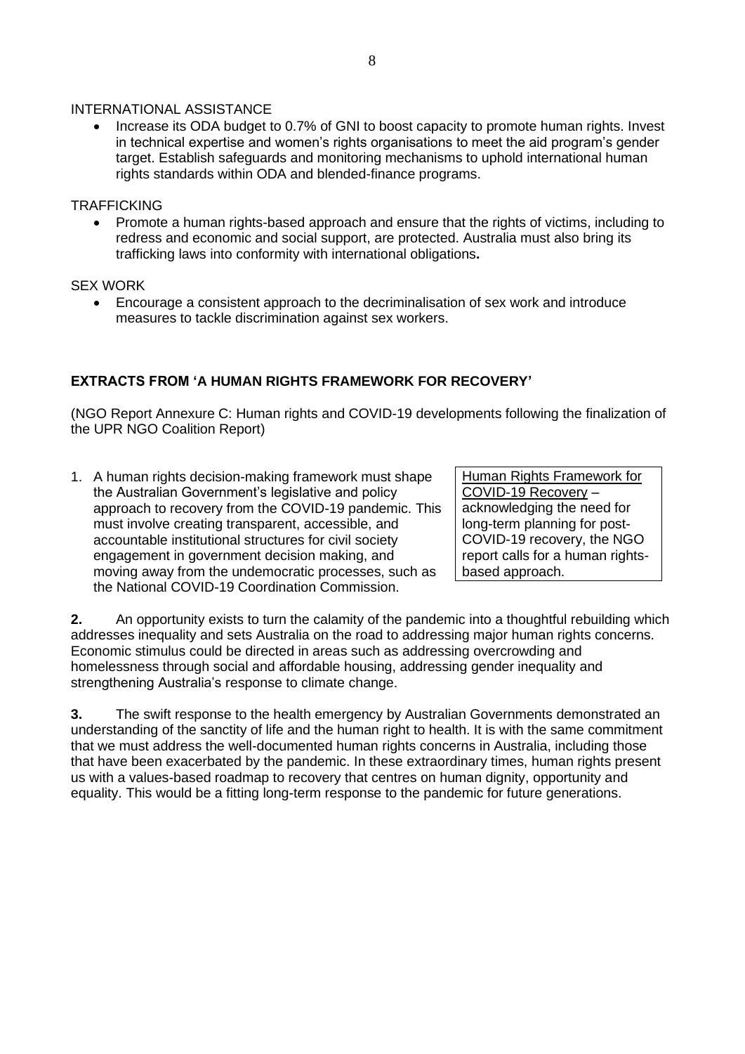INTERNATIONAL ASSISTANCE

- Increase its ODA budget to 0.7% of GNI to boost capacity to promote human rights. Invest in technical expertise and women's rights organisations to meet the aid program's gender target. Establish safeguards and monitoring mechanisms to uphold international human rights standards within ODA and blended-finance programs.

TRAFFICKING

- Promote a human rights-based approach and ensure that the rights of victims, including to redress and economic and social support, are protected. Australia must also bring its trafficking laws into conformity with international obligations**.**

SEX WORK

- Encourage a consistent approach to the decriminalisation of sex work and introduce measures to tackle discrimination against sex workers.

**EXTRACTS FROM 'A HUMAN RIGHTS FRAMEWORK FOR RECOVERY'**

(NGO Report Annexure C: Human rights and COVID-19 developments following the finalization of the UPR NGO Coalition Report)

1. A human rights decision-making framework must shape the Australian Government's legislative and policy approach to recovery from the COVID-19 pandemic. This must involve creating transparent, accessible, and accountable institutional structures for civil society engagement in government decision making, and moving away from the undemocratic processes, such as the National COVID-19 Coordination Commission.

> Human Rights Framework for COVID-19 Recovery – acknowledging the need for long-term planning for post-COVID-19 recovery, the NGO report calls for a human rights-based approach.

**2.** An opportunity exists to turn the calamity of the pandemic into a thoughtful rebuilding which addresses inequality and sets Australia on the road to addressing major human rights concerns. Economic stimulus could be directed in areas such as addressing overcrowding and homelessness through social and affordable housing, addressing gender inequality and strengthening Australia's response to climate change.

**3.** The swift response to the health emergency by Australian Governments demonstrated an understanding of the sanctity of life and the human right to health. It is with the same commitment that we must address the well-documented human rights concerns in Australia, including those that have been exacerbated by the pandemic. In these extraordinary times, human rights present us with a values-based roadmap to recovery that centres on human dignity, opportunity and equality. This would be a fitting long-term response to the pandemic for future generations.